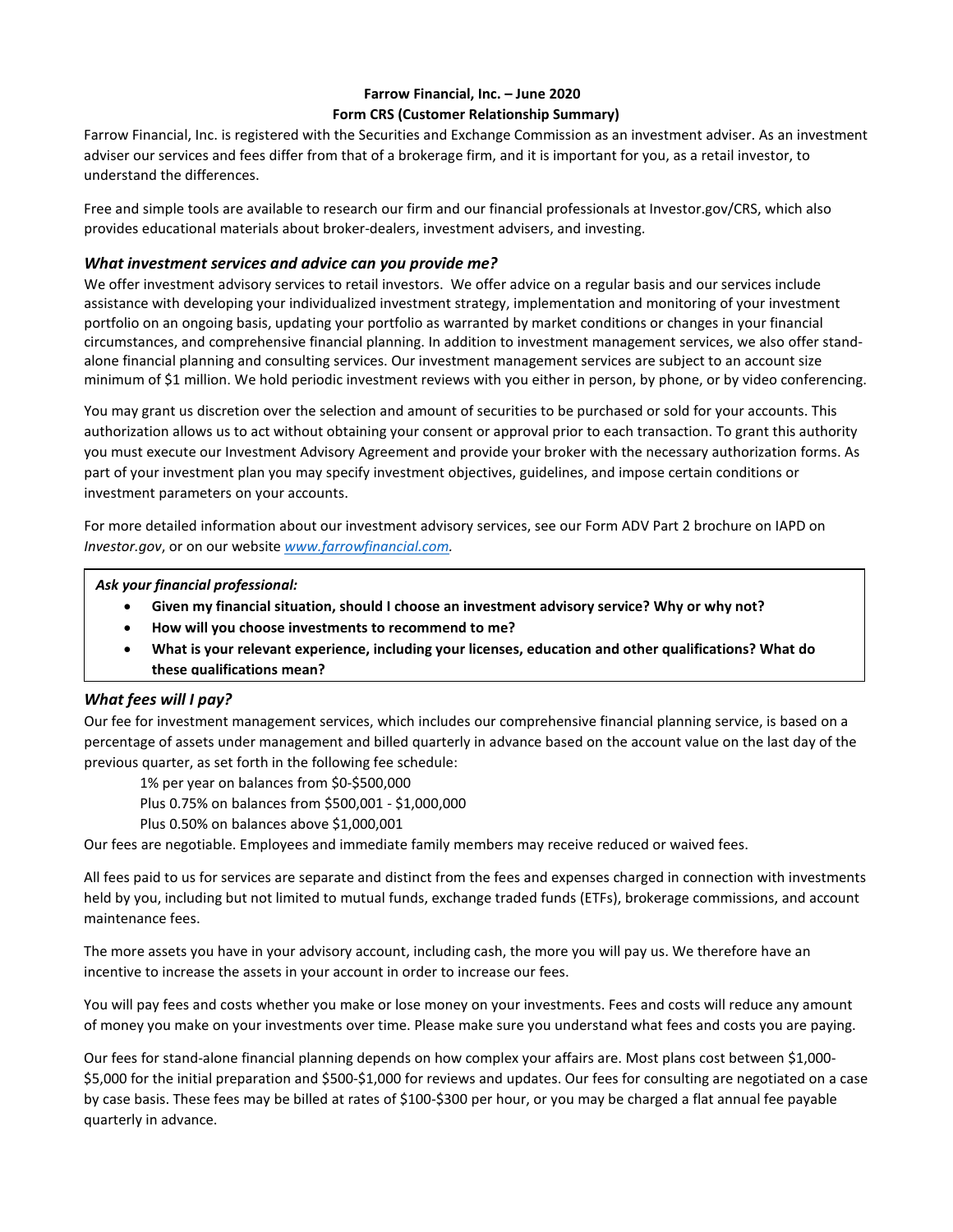**Farrow Financial, Inc. – June 2020**

**Form CRS (Customer Relationship Summary)**

Farrow Financial, Inc. is registered with the Securities and Exchange Commission as an investment adviser. As an investment adviser our services and fees differ from that of a brokerage firm, and it is important for you, as a retail investor, to understand the differences.

Free and simple tools are available to research our firm and our financial professionals at Investor.gov/CRS, which also provides educational materials about broker-dealers, investment advisers, and investing.

### *What investment services and advice can you provide me?*

We offer investment advisory services to retail investors. We offer advice on a regular basis and our services include assistance with developing your individualized investment strategy, implementation and monitoring of your investment portfolio on an ongoing basis, updating your portfolio as warranted by market conditions or changes in your financial circumstances, and comprehensive financial planning. In addition to investment management services, we also offer stand-alone financial planning and consulting services. Our investment management services are subject to an account size minimum of $1 million. We hold periodic investment reviews with you either in person, by phone, or by video conferencing.

You may grant us discretion over the selection and amount of securities to be purchased or sold for your accounts. This authorization allows us to act without obtaining your consent or approval prior to each transaction. To grant this authority you must execute our Investment Advisory Agreement and provide your broker with the necessary authorization forms. As part of your investment plan you may specify investment objectives, guidelines, and impose certain conditions or investment parameters on your accounts.

For more detailed information about our investment advisory services, see our Form ADV Part 2 brochure on IAPD on *Investor.gov*, or on our website *www.farrowfinancial.com.*

*Ask your financial professional:*

- **Given my financial situation, should I choose an investment advisory service? Why or why not?**
- **How will you choose investments to recommend to me?**
- **What is your relevant experience, including your licenses, education and other qualifications? What do these qualifications mean?**

### *What fees will I pay?*

Our fee for investment management services, which includes our comprehensive financial planning service, is based on a percentage of assets under management and billed quarterly in advance based on the account value on the last day of the previous quarter, as set forth in the following fee schedule:

1% per year on balances from $0-$500,000
Plus 0.75% on balances from $500,001 - $1,000,000
Plus 0.50% on balances above $1,000,001

Our fees are negotiable. Employees and immediate family members may receive reduced or waived fees.

All fees paid to us for services are separate and distinct from the fees and expenses charged in connection with investments held by you, including but not limited to mutual funds, exchange traded funds (ETFs), brokerage commissions, and account maintenance fees.

The more assets you have in your advisory account, including cash, the more you will pay us. We therefore have an incentive to increase the assets in your account in order to increase our fees.

You will pay fees and costs whether you make or lose money on your investments. Fees and costs will reduce any amount of money you make on your investments over time. Please make sure you understand what fees and costs you are paying.

Our fees for stand-alone financial planning depends on how complex your affairs are. Most plans cost between $1,000-$5,000 for the initial preparation and $500-$1,000 for reviews and updates. Our fees for consulting are negotiated on a case by case basis. These fees may be billed at rates of $100-$300 per hour, or you may be charged a flat annual fee payable quarterly in advance.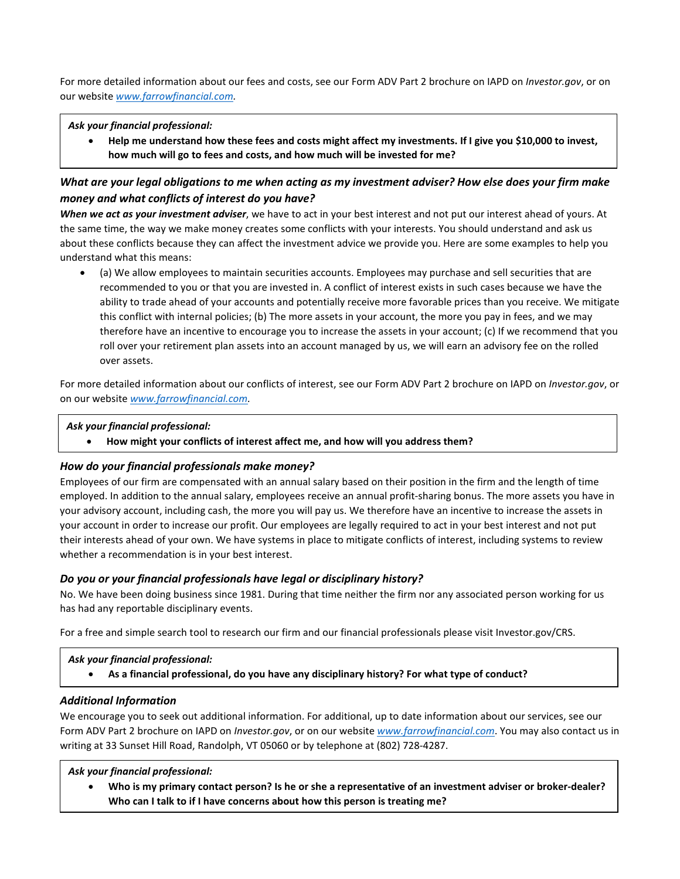For more detailed information about our fees and costs, see our Form ADV Part 2 brochure on IAPD on *Investor.gov*, or on our website [www.farrowfinancial.com](www.farrowfinancial.com).

> ***Ask your financial professional:***
> - **Help me understand how these fees and costs might affect my investments. If I give you $10,000 to invest, how much will go to fees and costs, and how much will be invested for me?**

### *What are your legal obligations to me when acting as my investment adviser? How else does your firm make money and what conflicts of interest do you have?*

***When we act as your investment adviser***, we have to act in your best interest and not put our interest ahead of yours. At the same time, the way we make money creates some conflicts with your interests. You should understand and ask us about these conflicts because they can affect the investment advice we provide you. Here are some examples to help you understand what this means:

- (a) We allow employees to maintain securities accounts. Employees may purchase and sell securities that are recommended to you or that you are invested in. A conflict of interest exists in such cases because we have the ability to trade ahead of your accounts and potentially receive more favorable prices than you receive. We mitigate this conflict with internal policies; (b) The more assets in your account, the more you pay in fees, and we may therefore have an incentive to encourage you to increase the assets in your account; (c) If we recommend that you roll over your retirement plan assets into an account managed by us, we will earn an advisory fee on the rolled over assets.

For more detailed information about our conflicts of interest, see our Form ADV Part 2 brochure on IAPD on *Investor.gov*, or on our website [www.farrowfinancial.com](www.farrowfinancial.com).

> ***Ask your financial professional:***
> - **How might your conflicts of interest affect me, and how will you address them?**

### *How do your financial professionals make money?*

Employees of our firm are compensated with an annual salary based on their position in the firm and the length of time employed. In addition to the annual salary, employees receive an annual profit-sharing bonus. The more assets you have in your advisory account, including cash, the more you will pay us. We therefore have an incentive to increase the assets in your account in order to increase our profit. Our employees are legally required to act in your best interest and not put their interests ahead of your own. We have systems in place to mitigate conflicts of interest, including systems to review whether a recommendation is in your best interest.

### *Do you or your financial professionals have legal or disciplinary history?*

No. We have been doing business since 1981. During that time neither the firm nor any associated person working for us has had any reportable disciplinary events.

For a free and simple search tool to research our firm and our financial professionals please visit Investor.gov/CRS.

> ***Ask your financial professional:***
> - **As a financial professional, do you have any disciplinary history? For what type of conduct?**

### *Additional Information*

We encourage you to seek out additional information. For additional, up to date information about our services, see our Form ADV Part 2 brochure on IAPD on *Investor.gov*, or on our website [www.farrowfinancial.com](www.farrowfinancial.com). You may also contact us in writing at 33 Sunset Hill Road, Randolph, VT 05060 or by telephone at (802) 728-4287.

> ***Ask your financial professional:***
> - **Who is my primary contact person? Is he or she a representative of an investment adviser or broker-dealer? Who can I talk to if I have concerns about how this person is treating me?**